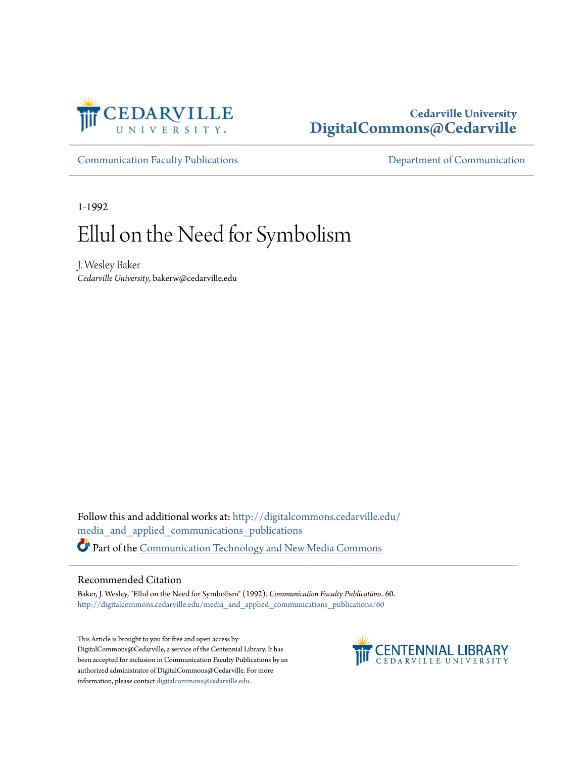Cedarville University
DigitalCommons@Cedarville

Communication Faculty Publications | Department of Communication

1-1992

# Ellul on the Need for Symbolism

J. Wesley Baker
*Cedarville University*, bakerw@cedarville.edu

Follow this and additional works at: http://digitalcommons.cedarville.edu/media_and_applied_communications_publications

Part of the Communication Technology and New Media Commons

## Recommended Citation

Baker, J. Wesley, "Ellul on the Need for Symbolism" (1992). *Communication Faculty Publications*. 60.
http://digitalcommons.cedarville.edu/media_and_applied_communications_publications/60

This Article is brought to you for free and open access by DigitalCommons@Cedarville, a service of the Centennial Library. It has been accepted for inclusion in Communication Faculty Publications by an authorized administrator of DigitalCommons@Cedarville. For more information, please contact digitalcommons@cedarville.edu.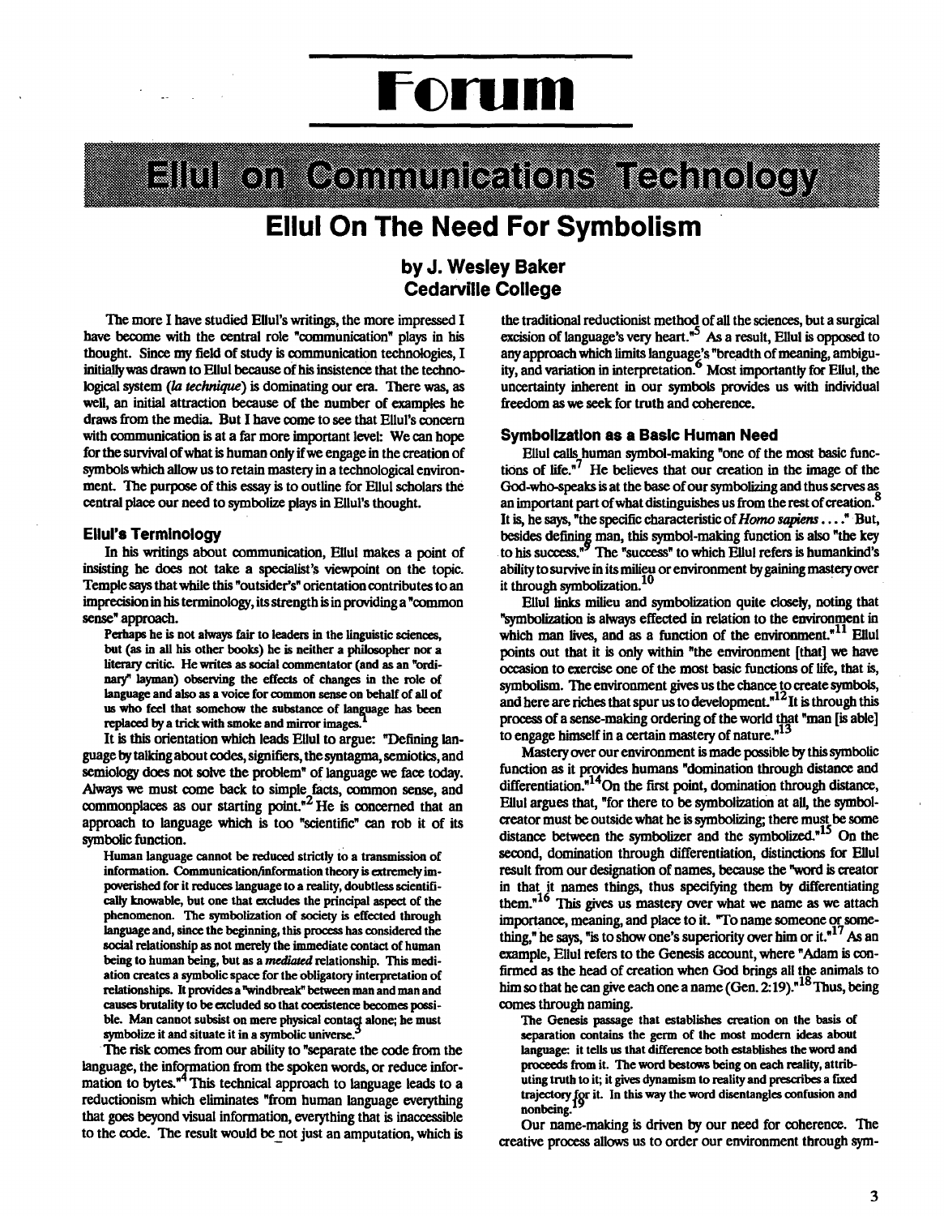# Forum

## Ellul on Communications Technology

## Ellul On The Need For Symbolism

### by J. Wesley Baker
### Cedarville College

The more I have studied Ellul's writings, the more impressed I have become with the central role "communication" plays in his thought. Since my field of study is communication technologies, I initially was drawn to Ellul because of his insistence that the technological system (*la technique*) is dominating our era. There was, as well, an initial attraction because of the number of examples he draws from the media. But I have come to see that Ellul's concern with communication is at a far more important level: We can hope for the survival of what is human only if we engage in the creation of symbols which allow us to retain mastery in a technological environment. The purpose of this essay is to outline for Ellul scholars the central place our need to symbolize plays in Ellul's thought.

### Ellul's Terminology

In his writings about communication, Ellul makes a point of insisting he does not take a specialist's viewpoint on the topic. Temple says that while this "outsider's" orientation contributes to an imprecision in his terminology, its strength is in providing a "common sense" approach.

> Perhaps he is not always fair to leaders in the linguistic sciences, but (as in all his other books) he is neither a philosopher nor a literary critic. He writes as social commentator (and as an "ordinary" layman) observing the effects of changes in the role of language and also as a voice for common sense on behalf of all of us who feel that somehow the substance of language has been replaced by a trick with smoke and mirror images.[1]

It is this orientation which leads Ellul to argue: "Defining language by talking about codes, signifiers, the syntagma, semiotics, and semiology does not solve the problem" of language we face today. Always we must come back to simple facts, common sense, and commonplaces as our starting point."[2] He is concerned that an approach to language which is too "scientific" can rob it of its symbolic function.

> Human language cannot be reduced strictly to a transmission of information. Communication/information theory is extremely impoverished for it reduces language to a reality, doubtless scientifically knowable, but one that excludes the principal aspect of the phenomenon. The symbolization of society is effected through language and, since the beginning, this process has considered the social relationship as not merely the immediate contact of human being to human being, but as a *mediated* relationship. This mediation creates a symbolic space for the obligatory interpretation of relationships. It provides a "windbreak" between man and man and causes brutality to be excluded so that coexistence becomes possible. Man cannot subsist on mere physical contact alone; he must symbolize it and situate it in a symbolic universe.[3]

The risk comes from our ability to "separate the code from the language, the information from the spoken words, or reduce information to bytes."[4] This technical approach to language leads to a reductionism which eliminates "from human language everything that goes beyond visual information, everything that is inaccessible to the code. The result would be not just an amputation, which is the traditional reductionist method of all the sciences, but a surgical excision of language's very heart."[5] As a result, Ellul is opposed to any approach which limits language's "breadth of meaning, ambiguity, and variation in interpretation.[6] Most importantly for Ellul, the uncertainty inherent in our symbols provides us with individual freedom as we seek for truth and coherence.

### Symbolization as a Basic Human Need

Ellul calls human symbol-making "one of the most basic functions of life."[7] He believes that our creation in the image of the God-who-speaks is at the base of our symbolizing and thus serves as an important part of what distinguishes us from the rest of creation.[8] It is, he says, "the specific characteristic of *Homo sapiens*. . . ." But, besides defining man, this symbol-making function is also "the key to his success."[9] The "success" to which Ellul refers is humankind's ability to survive in its milieu or environment by gaining mastery over it through symbolization.[10]

Ellul links milieu and symbolization quite closely, noting that "symbolization is always effected in relation to the environment in which man lives, and as a function of the environment."[11] Ellul points out that it is only within "the environment [that] we have occasion to exercise one of the most basic functions of life, that is, symbolism. The environment gives us the chance to create symbols, and here are riches that spur us to development."[12] It is through this process of a sense-making ordering of the world that "man [is able] to engage himself in a certain mastery of nature."[13]

Mastery over our environment is made possible by this symbolic function as it provides humans "domination through distance and differentiation."[14] On the first point, domination through distance, Ellul argues that, "for there to be symbolization at all, the symbol-creator must be outside what he is symbolizing; there must be some distance between the symbolizer and the symbolized."[15] On the second, domination through differentiation, distinctions for Ellul result from our designation of names, because the "word is creator in that it names things, thus specifying them by differentiating them."[16] This gives us mastery over what we name as we attach importance, meaning, and place to it. "To name someone or something," he says, "is to show one's superiority over him or it."[17] As an example, Ellul refers to the Genesis account, where "Adam is confirmed as the head of creation when God brings all the animals to him so that he can give each one a name (Gen. 2:19)."[18] Thus, being comes through naming.

> The Genesis passage that establishes creation on the basis of separation contains the germ of the most modern ideas about language: it tells us that difference both establishes the word and proceeds from it. The word bestows being on each reality, attributing truth to it; it gives dynamism to reality and prescribes a fixed trajectory for it. In this way the word disentangles confusion and nonbeing.[19]

Our name-making is driven by our need for coherence. The creative process allows us to order our environment through sym-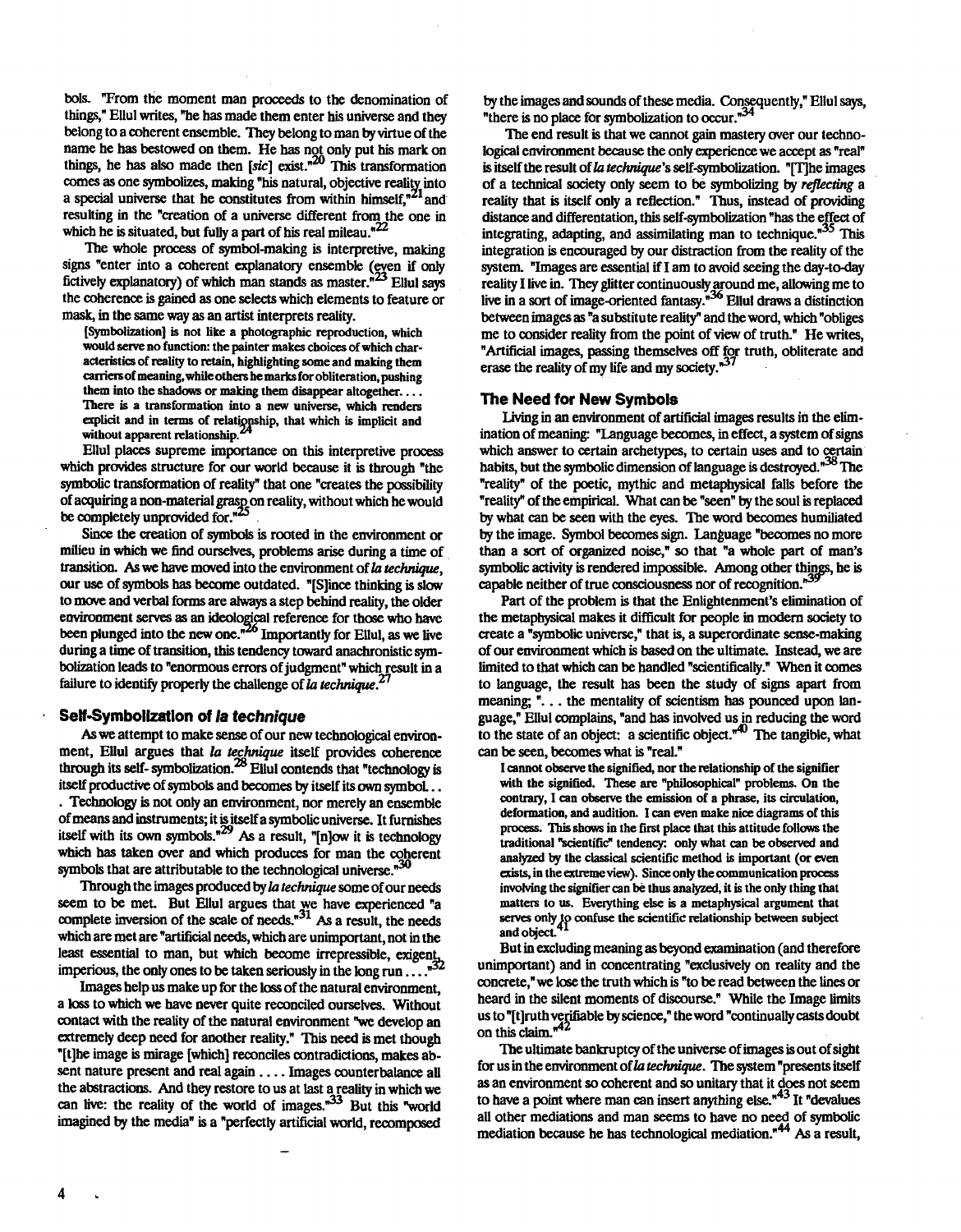bols. "From the moment man proceeds to the denomination of things," Ellul writes, "he has made them enter his universe and they belong to a coherent ensemble. They belong to man by virtue of the name he has bestowed on them. He has not only put his mark on things, he has also made then [*sic*] exist."[20] This transformation comes as one symbolizes, making "his natural, objective reality into a special universe that he constitutes from within himself,"[21] and resulting in the "creation of a universe different from the one in which he is situated, but fully a part of his real mileau."[22]

The whole process of symbol-making is interpretive, making signs "enter into a coherent explanatory ensemble (even if only fictively explanatory) of which man stands as master."[23] Ellul says the coherence is gained as one selects which elements to feature or mask, in the same way as an artist interprets reality.

> [Symbolization] is not like a photographic reproduction, which would serve no function: the painter makes choices of which characteristics of reality to retain, highlighting some and making them carriers of meaning, while others he marks for obliteration, pushing them into the shadows or making them disappear altogether. . . . There is a transformation into a new universe, which renders explicit and in terms of relationship, that which is implicit and without apparent relationship.[24]

Ellul places supreme importance on this interpretive process which provides structure for our world because it is through "the symbolic transformation of reality" that one "creates the possibility of acquiring a non-material grasp on reality, without which he would be completely unprovided for."[25]

Since the creation of symbols is rooted in the environment or milieu in which we find ourselves, problems arise during a time of transition. As we have moved into the environment of *la technique*, our use of symbols has become outdated. "[S]ince thinking is slow to move and verbal forms are always a step behind reality, the older environment serves as an ideological reference for those who have been plunged into the new one."[26] Importantly for Ellul, as we live during a time of transition, this tendency toward anachronistic symbolization leads to "enormous errors of judgment" which result in a failure to identify properly the challenge of *la technique*.[27]

### Self-Symbolization of *la technique*

As we attempt to make sense of our new technological environment, Ellul argues that *la technique* itself provides coherence through its self-symbolization.[28] Ellul contends that "technology is itself productive of symbols and becomes by itself its own symbol. . . . Technology is not only an environment, nor merely an ensemble of means and instruments; it is itself a symbolic universe. It furnishes itself with its own symbols."[29] As a result, "[n]ow it is technology which has taken over and which produces for man the coherent symbols that are attributable to the technological universe."[30]

Through the images produced by *la technique* some of our needs seem to be met. But Ellul argues that we have experienced "a complete inversion of the scale of needs."[31] As a result, the needs which are met are "artificial needs, which are unimportant, not in the least essential to man, but which become irrepressible, exigent, imperious, the only ones to be taken seriously in the long run . . . ."[32]

Images help us make up for the loss of the natural environment, a loss to which we have never quite reconciled ourselves. Without contact with the reality of the natural environment "we develop an extremely deep need for another reality." This need is met though "[t]he image is mirage [which] reconciles contradictions, makes absent nature present and real again . . . . Images counterbalance all the abstractions. And they restore to us at last a reality in which we can live: the reality of the world of images."[33] But this "world imagined by the media" is a "perfectly artificial world, recomposed by the images and sounds of these media. Consequently," Ellul says, "there is no place for symbolization to occur."[34]

The end result is that we cannot gain mastery over our technological environment because the only experience we accept as "real" is itself the result of *la technique*'s self-symbolization. "[T]he images of a technical society only seem to be symbolizing by *reflecting* a reality that is itself only a reflection." Thus, instead of providing distance and differentation, this self-symbolization "has the effect of integrating, adapting, and assimilating man to technique."[35] This integration is encouraged by our distraction from the reality of the system. "Images are essential if I am to avoid seeing the day-to-day reality I live in. They glitter continuously around me, allowing me to live in a sort of image-oriented fantasy."[36] Ellul draws a distinction between images as "a substitute reality" and the word, which "obliges me to consider reality from the point of view of truth." He writes, "Artificial images, passing themselves off for truth, obliterate and erase the reality of my life and my society."[37]

### The Need for New Symbols

Living in an environment of artificial images results in the elimination of meaning: "Language becomes, in effect, a system of signs which answer to certain archetypes, to certain uses and to certain habits, but the symbolic dimension of language is destroyed."[38] The "reality" of the poetic, mythic and metaphysical falls before the "reality" of the empirical. What can be "seen" by the soul is replaced by what can be seen with the eyes. The word becomes humiliated by the image. Symbol becomes sign. Language "becomes no more than a sort of organized noise," so that "a whole part of man's symbolic activity is rendered impossible. Among other things, he is capable neither of true consciousness nor of recognition."[39]

Part of the problem is that the Enlightenment's elimination of the metaphysical makes it difficult for people in modern society to create a "symbolic universe," that is, a superordinate sense-making of our environment which is based on the ultimate. Instead, we are limited to that which can be handled "scientifically." When it comes to language, the result has been the study of signs apart from meaning; ". . . the mentality of scientism has pounced upon language," Ellul complains, "and has involved us in reducing the word to the state of an object: a scientific object."[40] The tangible, what can be seen, becomes what is "real."

> I cannot observe the signified, nor the relationship of the signifier with the signified. These are "philosophical" problems. On the contrary, I can observe the emission of a phrase, its circulation, deformation, and audition. I can even make nice diagrams of this process. This shows in the first place that this attitude follows the traditional "scientific" tendency: only what can be observed and analyzed by the classical scientific method is important (or even exists, in the extreme view). Since only the communication process involving the signifier can be thus analyzed, it is the only thing that matters to us. Everything else is a metaphysical argument that serves only to confuse the scientific relationship between subject and object.[41]

But in excluding meaning as beyond examination (and therefore unimportant) and in concentrating "exclusively on reality and the concrete," we lose the truth which is "to be read between the lines or heard in the silent moments of discourse." While the Image limits us to "[t]ruth verifiable by science," the word "continually casts doubt on this claim."[42]

The ultimate bankruptcy of the universe of images is out of sight for us in the environment of *la technique*. The system "presents itself as an environment so coherent and so unitary that it does not seem to have a point where man can insert anything else."[43] It "devalues all other mediations and man seems to have no need of symbolic mediation because he has technological mediation."[44] As a result,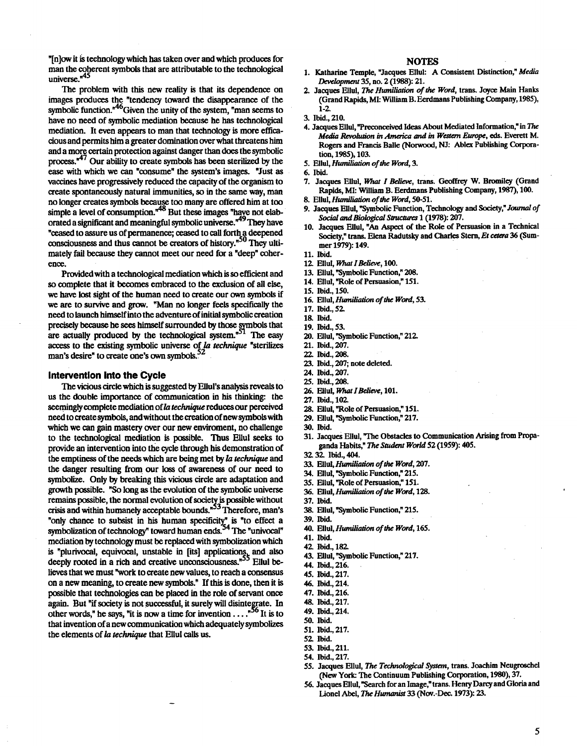"[n]ow it is technology which has taken over and which produces for man the coherent symbols that are attributable to the technological universe."[45]

The problem with this new reality is that its dependence on images produces the "tendency toward the disappearance of the symbolic function."[46] Given the unity of the system, "man seems to have no need of symbolic mediation because he has technological mediation. It even appears to man that technology is more efficacious and permits him a greater domination over what threatens him and a more certain protection against danger than does the symbolic process."[47] Our ability to create symbols has been sterilized by the ease with which we can "consume" the system's images. "Just as vaccines have progressively reduced the capacity of the organism to create spontaneously natural immunities, so in the same way, man no longer creates symbols because too many are offered him at too simple a level of consumption."[48] But these images "have not elaborated a significant and meaningful symbolic universe."[49] They have "ceased to assure us of permanence; ceased to call forth a deepened consciousness and thus cannot be creators of history."[50] They ultimately fail because they cannot meet our need for a "deep" coherence.

Provided with a technological mediation which is so efficient and so complete that it becomes embraced to the exclusion of all else, we have lost sight of the human need to create our own symbols if we are to survive and grow. "Man no longer feels specifically the need to launch himself into the adventure of initial symbolic creation precisely because he sees himself surrounded by those symbols that are actually produced by the technological system."[51] The easy access to the existing symbolic universe of *la technique* "sterilizes man's desire" to create one's own symbols.[52]

## Intervention Into the Cycle

The vicious circle which is suggested by Ellul's analysis reveals to us the double importance of communication in his thinking: the seemingly complete mediation of *la technique* reduces our perceived need to create symbols, and without the creation of new symbols with which we can gain mastery over our new enviroment, no challenge to the technological mediation is possible. Thus Ellul seeks to provide an intervention into the cycle through his demonstration of the emptiness of the needs which are being met by *la technique* and the danger resulting from our loss of awareness of our need to symbolize. Only by breaking this vicious circle are adaptation and growth possible. "So long as the evolution of the symbolic universe remains possible, the normal evolution of society is possible without crisis and within humanely acceptable bounds."[53] Therefore, man's "only chance to subsist in his human specificity" is "to effect a symbolization of technology" toward human ends.[54] The "univocal" mediation by technology must be replaced with symbolization which is "plurivocal, equivocal, unstable in [its] applications, and also deeply rooted in a rich and creative unconsciousness."[55] Ellul believes that we must "work to create new values, to reach a consensus on a new meaning, to create new symbols." If this is done, then it is possible that technologies can be placed in the role of servant once again. But "if society is not successful, it surely will disintegrate. In other words," he says, "it is now a time for invention . . . ."[56] It is to that invention of a new communication which adequately symbolizes the elements of *la technique* that Ellul calls us.

## NOTES

1. Katharine Temple, "Jacques Ellul: A Consistent Distinction," *Media Development* 35, no. 2 (1988): 21.
2. Jacques Ellul, *The Humiliation of the Word*, trans. Joyce Main Hanks (Grand Rapids, MI: William B. Eerdmans Publishing Company, 1985), 1-2.
3. Ibid., 210.
4. Jacques Ellul, "Preconceived Ideas About Mediated Information," in *The Media Revolution in America and in Western Europe*, eds. Everett M. Rogers and Francis Balle (Norwood, NJ: Ablex Publishing Corporation, 1985), 103.
5. Ellul, *Humiliation of the Word*, 3.
6. Ibid.
7. Jacques Ellul, *What I Believe*, trans. Geoffrey W. Bromiley (Grand Rapids, MI: William B. Eerdmans Publishing Company, 1987), 100.
8. Ellul, *Humiliation of the Word*, 50-51.
9. Jacques Ellul, "Symbolic Function, Technology and Society," *Journal of Social and Biological Structures* 1 (1978): 207.
10. Jacques Ellul, "An Aspect of the Role of Persuasion in a Technical Society," trans. Elena Radutsky and Charles Stern, *Et cetera* 36 (Summer 1979): 149.
11. Ibid.
12. Ellul, *What I Believe*, 100.
13. Ellul, "Symbolic Function," 208.
14. Ellul, "Role of Persuasion," 151.
15. Ibid., 150.
16. Ellul, *Humiliation of the Word*, 53.
17. Ibid., 52.
18. Ibid.
19. Ibid., 53.
20. Ellul, "Symbolic Function," 212.
21. Ibid., 207.
22. Ibid., 208.
23. Ibid., 207; note deleted.
24. Ibid., 207.
25. Ibid., 208.
26. Ellul, *What I Believe*, 101.
27. Ibid., 102.
28. Ellul, "Role of Persuasion," 151.
29. Ellul, "Symbolic Function," 217.
30. Ibid.
31. Jacques Ellul, "The Obstacles to Communication Arising from Propaganda Habits," *The Student World* 52 (1959): 405.
32. 32. Ibid., 404.
33. Ellul, *Humiliation of the Word*, 207.
34. Ellul, "Symbolic Function," 215.
35. Ellul, "Role of Persuasion," 151.
36. Ellul, *Humiliation of the Word*, 128.
37. Ibid.
38. Ellul, "Symbolic Function," 215.
39. Ibid.
40. Ellul, *Humiliation of the Word*, 165.
41. Ibid.
42. Ibid., 182.
43. Ellul, "Symbolic Function," 217.
44. Ibid., 216.
45. Ibid., 217.
46. Ibid., 214.
47. Ibid., 216.
48. Ibid., 217.
49. Ibid., 214.
50. Ibid.
51. Ibid., 217.
52. Ibid.
53. Ibid., 211.
54. Ibid., 217.
55. Jacques Ellul, *The Technological System*, trans. Joachim Neugroschel (New York: The Continuum Publishing Corporation, 1980), 37.
56. Jacques Ellul, "Search for an Image," trans. Henry Darcy and Gloria and Lionel Abel, *The Humanist* 33 (Nov.-Dec. 1973): 23.